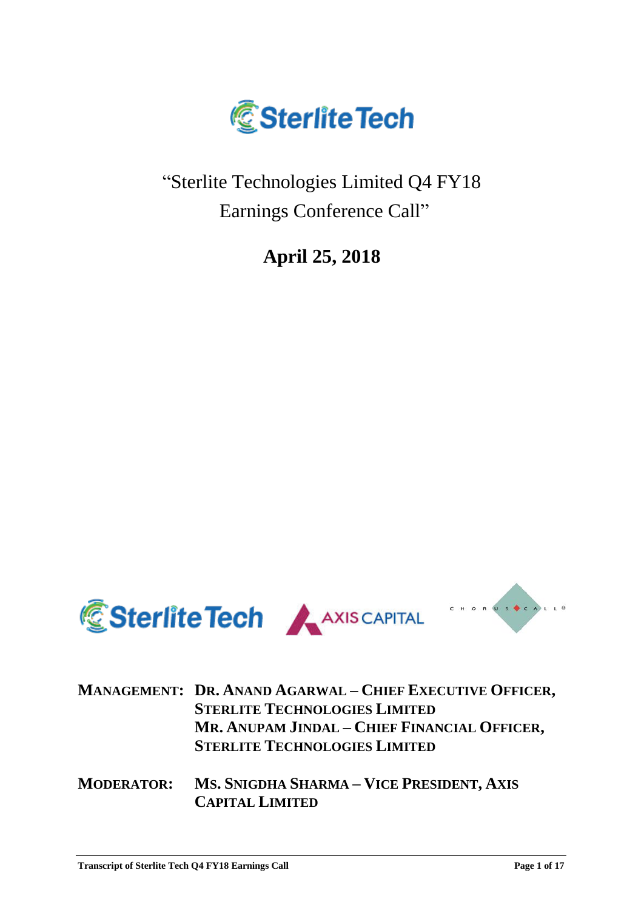# "Sterlite Technologies Limited Q4 FY18 Earnings Conference Call"

## April 25, 2018

**MANAGEMENT:** **DR. ANAND AGARWAL – CHIEF EXECUTIVE OFFICER, STERLITE TECHNOLOGIES LIMITED**
**MR. ANUPAM JINDAL – CHIEF FINANCIAL OFFICER, STERLITE TECHNOLOGIES LIMITED**

**MODERATOR:** **MS. SNIGDHA SHARMA – VICE PRESIDENT, AXIS CAPITAL LIMITED**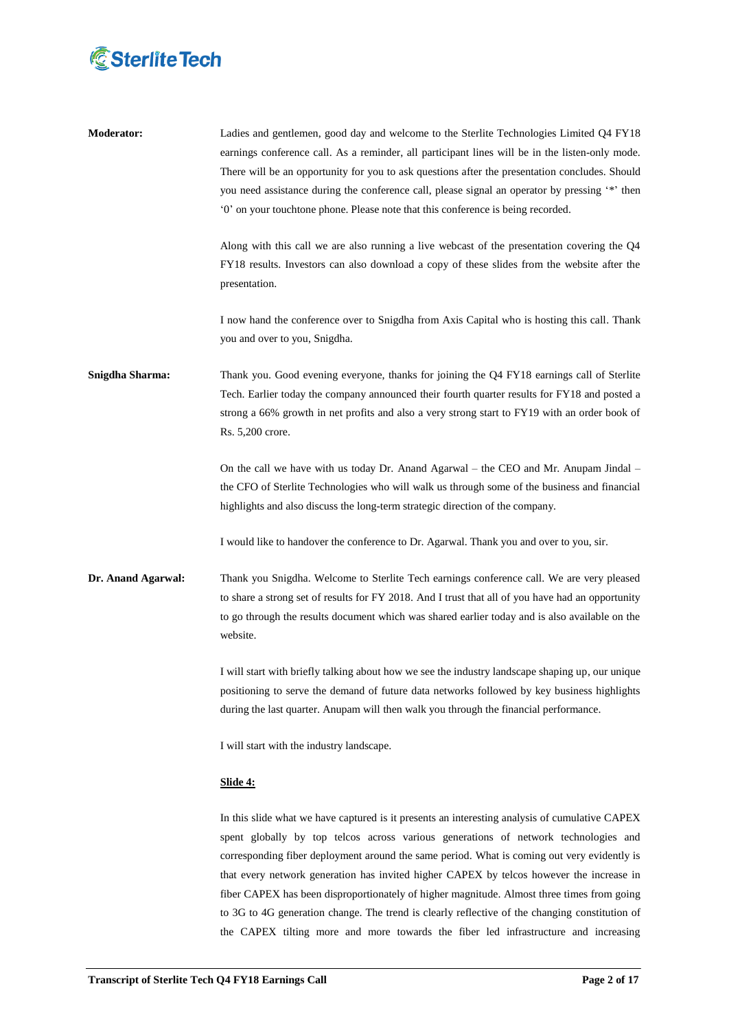**Moderator:** Ladies and gentlemen, good day and welcome to the Sterlite Technologies Limited Q4 FY18 earnings conference call. As a reminder, all participant lines will be in the listen-only mode. There will be an opportunity for you to ask questions after the presentation concludes. Should you need assistance during the conference call, please signal an operator by pressing '*' then '0' on your touchtone phone. Please note that this conference is being recorded.

Along with this call we are also running a live webcast of the presentation covering the Q4 FY18 results. Investors can also download a copy of these slides from the website after the presentation.

I now hand the conference over to Snigdha from Axis Capital who is hosting this call. Thank you and over to you, Snigdha.

**Snigdha Sharma:** Thank you. Good evening everyone, thanks for joining the Q4 FY18 earnings call of Sterlite Tech. Earlier today the company announced their fourth quarter results for FY18 and posted a strong a 66% growth in net profits and also a very strong start to FY19 with an order book of Rs. 5,200 crore.

On the call we have with us today Dr. Anand Agarwal – the CEO and Mr. Anupam Jindal – the CFO of Sterlite Technologies who will walk us through some of the business and financial highlights and also discuss the long-term strategic direction of the company.

I would like to handover the conference to Dr. Agarwal. Thank you and over to you, sir.

**Dr. Anand Agarwal:** Thank you Snigdha. Welcome to Sterlite Tech earnings conference call. We are very pleased to share a strong set of results for FY 2018. And I trust that all of you have had an opportunity to go through the results document which was shared earlier today and is also available on the website.

I will start with briefly talking about how we see the industry landscape shaping up, our unique positioning to serve the demand of future data networks followed by key business highlights during the last quarter. Anupam will then walk you through the financial performance.

I will start with the industry landscape.

**Slide 4:**

In this slide what we have captured is it presents an interesting analysis of cumulative CAPEX spent globally by top telcos across various generations of network technologies and corresponding fiber deployment around the same period. What is coming out very evidently is that every network generation has invited higher CAPEX by telcos however the increase in fiber CAPEX has been disproportionately of higher magnitude. Almost three times from going to 3G to 4G generation change. The trend is clearly reflective of the changing constitution of the CAPEX tilting more and more towards the fiber led infrastructure and increasing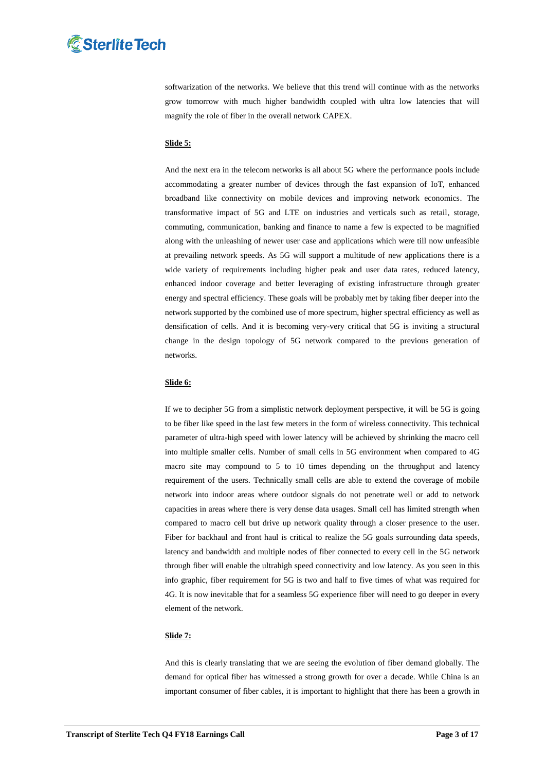softwarization of the networks. We believe that this trend will continue with as the networks grow tomorrow with much higher bandwidth coupled with ultra low latencies that will magnify the role of fiber in the overall network CAPEX.

**Slide 5:**

And the next era in the telecom networks is all about 5G where the performance pools include accommodating a greater number of devices through the fast expansion of IoT, enhanced broadband like connectivity on mobile devices and improving network economics. The transformative impact of 5G and LTE on industries and verticals such as retail, storage, commuting, communication, banking and finance to name a few is expected to be magnified along with the unleashing of newer user case and applications which were till now unfeasible at prevailing network speeds. As 5G will support a multitude of new applications there is a wide variety of requirements including higher peak and user data rates, reduced latency, enhanced indoor coverage and better leveraging of existing infrastructure through greater energy and spectral efficiency. These goals will be probably met by taking fiber deeper into the network supported by the combined use of more spectrum, higher spectral efficiency as well as densification of cells. And it is becoming very-very critical that 5G is inviting a structural change in the design topology of 5G network compared to the previous generation of networks.

**Slide 6:**

If we to decipher 5G from a simplistic network deployment perspective, it will be 5G is going to be fiber like speed in the last few meters in the form of wireless connectivity. This technical parameter of ultra-high speed with lower latency will be achieved by shrinking the macro cell into multiple smaller cells. Number of small cells in 5G environment when compared to 4G macro site may compound to 5 to 10 times depending on the throughput and latency requirement of the users. Technically small cells are able to extend the coverage of mobile network into indoor areas where outdoor signals do not penetrate well or add to network capacities in areas where there is very dense data usages. Small cell has limited strength when compared to macro cell but drive up network quality through a closer presence to the user. Fiber for backhaul and front haul is critical to realize the 5G goals surrounding data speeds, latency and bandwidth and multiple nodes of fiber connected to every cell in the 5G network through fiber will enable the ultrahigh speed connectivity and low latency. As you seen in this info graphic, fiber requirement for 5G is two and half to five times of what was required for 4G. It is now inevitable that for a seamless 5G experience fiber will need to go deeper in every element of the network.

**Slide 7:**

And this is clearly translating that we are seeing the evolution of fiber demand globally. The demand for optical fiber has witnessed a strong growth for over a decade. While China is an important consumer of fiber cables, it is important to highlight that there has been a growth in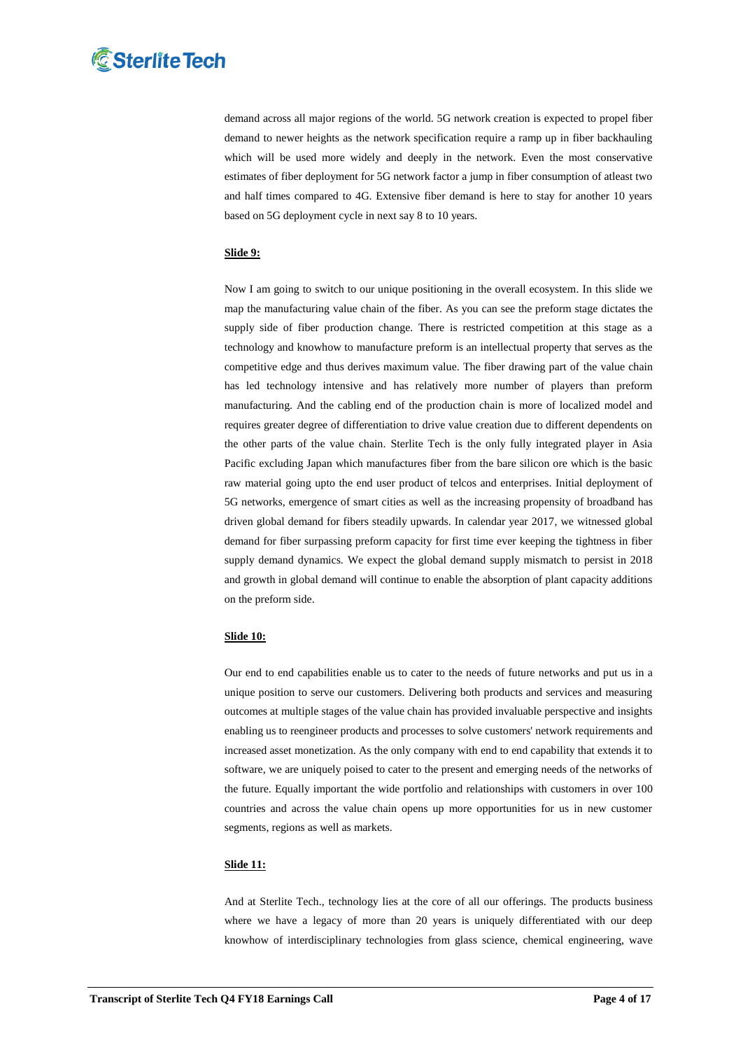demand across all major regions of the world. 5G network creation is expected to propel fiber demand to newer heights as the network specification require a ramp up in fiber backhauling which will be used more widely and deeply in the network. Even the most conservative estimates of fiber deployment for 5G network factor a jump in fiber consumption of atleast two and half times compared to 4G. Extensive fiber demand is here to stay for another 10 years based on 5G deployment cycle in next say 8 to 10 years.

**Slide 9:**

Now I am going to switch to our unique positioning in the overall ecosystem. In this slide we map the manufacturing value chain of the fiber. As you can see the preform stage dictates the supply side of fiber production change. There is restricted competition at this stage as a technology and knowhow to manufacture preform is an intellectual property that serves as the competitive edge and thus derives maximum value. The fiber drawing part of the value chain has led technology intensive and has relatively more number of players than preform manufacturing. And the cabling end of the production chain is more of localized model and requires greater degree of differentiation to drive value creation due to different dependents on the other parts of the value chain. Sterlite Tech is the only fully integrated player in Asia Pacific excluding Japan which manufactures fiber from the bare silicon ore which is the basic raw material going upto the end user product of telcos and enterprises. Initial deployment of 5G networks, emergence of smart cities as well as the increasing propensity of broadband has driven global demand for fibers steadily upwards. In calendar year 2017, we witnessed global demand for fiber surpassing preform capacity for first time ever keeping the tightness in fiber supply demand dynamics. We expect the global demand supply mismatch to persist in 2018 and growth in global demand will continue to enable the absorption of plant capacity additions on the preform side.

**Slide 10:**

Our end to end capabilities enable us to cater to the needs of future networks and put us in a unique position to serve our customers. Delivering both products and services and measuring outcomes at multiple stages of the value chain has provided invaluable perspective and insights enabling us to reengineer products and processes to solve customers' network requirements and increased asset monetization. As the only company with end to end capability that extends it to software, we are uniquely poised to cater to the present and emerging needs of the networks of the future. Equally important the wide portfolio and relationships with customers in over 100 countries and across the value chain opens up more opportunities for us in new customer segments, regions as well as markets.

**Slide 11:**

And at Sterlite Tech., technology lies at the core of all our offerings. The products business where we have a legacy of more than 20 years is uniquely differentiated with our deep knowhow of interdisciplinary technologies from glass science, chemical engineering, wave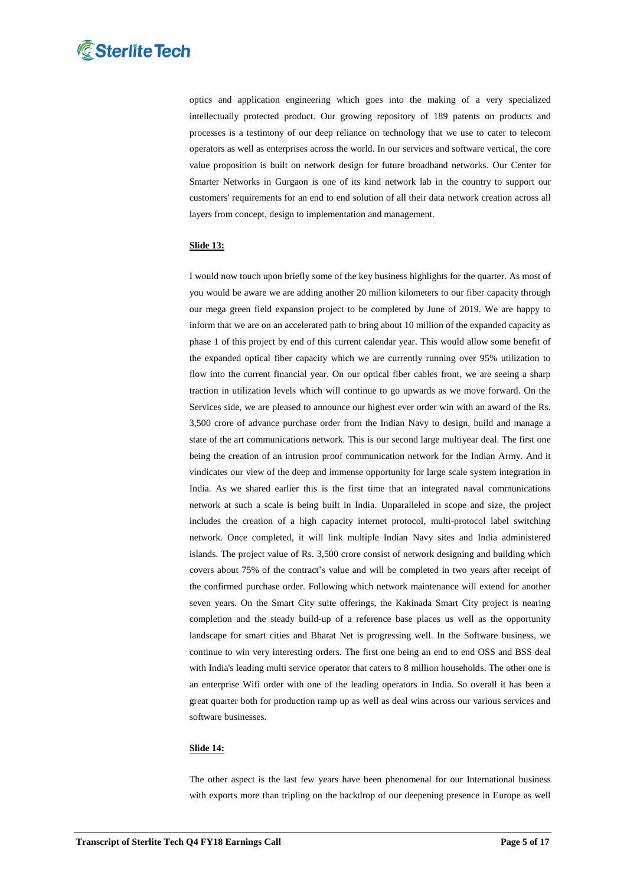optics and application engineering which goes into the making of a very specialized intellectually protected product. Our growing repository of 189 patents on products and processes is a testimony of our deep reliance on technology that we use to cater to telecom operators as well as enterprises across the world. In our services and software vertical, the core value proposition is built on network design for future broadband networks. Our Center for Smarter Networks in Gurgaon is one of its kind network lab in the country to support our customers' requirements for an end to end solution of all their data network creation across all layers from concept, design to implementation and management.

**Slide 13:**

I would now touch upon briefly some of the key business highlights for the quarter. As most of you would be aware we are adding another 20 million kilometers to our fiber capacity through our mega green field expansion project to be completed by June of 2019. We are happy to inform that we are on an accelerated path to bring about 10 million of the expanded capacity as phase 1 of this project by end of this current calendar year. This would allow some benefit of the expanded optical fiber capacity which we are currently running over 95% utilization to flow into the current financial year. On our optical fiber cables front, we are seeing a sharp traction in utilization levels which will continue to go upwards as we move forward. On the Services side, we are pleased to announce our highest ever order win with an award of the Rs. 3,500 crore of advance purchase order from the Indian Navy to design, build and manage a state of the art communications network. This is our second large multiyear deal. The first one being the creation of an intrusion proof communication network for the Indian Army. And it vindicates our view of the deep and immense opportunity for large scale system integration in India. As we shared earlier this is the first time that an integrated naval communications network at such a scale is being built in India. Unparalleled in scope and size, the project includes the creation of a high capacity internet protocol, multi-protocol label switching network. Once completed, it will link multiple Indian Navy sites and India administered islands. The project value of Rs. 3,500 crore consist of network designing and building which covers about 75% of the contract's value and will be completed in two years after receipt of the confirmed purchase order. Following which network maintenance will extend for another seven years. On the Smart City suite offerings, the Kakinada Smart City project is nearing completion and the steady build-up of a reference base places us well as the opportunity landscape for smart cities and Bharat Net is progressing well. In the Software business, we continue to win very interesting orders. The first one being an end to end OSS and BSS deal with India's leading multi service operator that caters to 8 million households. The other one is an enterprise Wifi order with one of the leading operators in India. So overall it has been a great quarter both for production ramp up as well as deal wins across our various services and software businesses.

**Slide 14:**

The other aspect is the last few years have been phenomenal for our International business with exports more than tripling on the backdrop of our deepening presence in Europe as well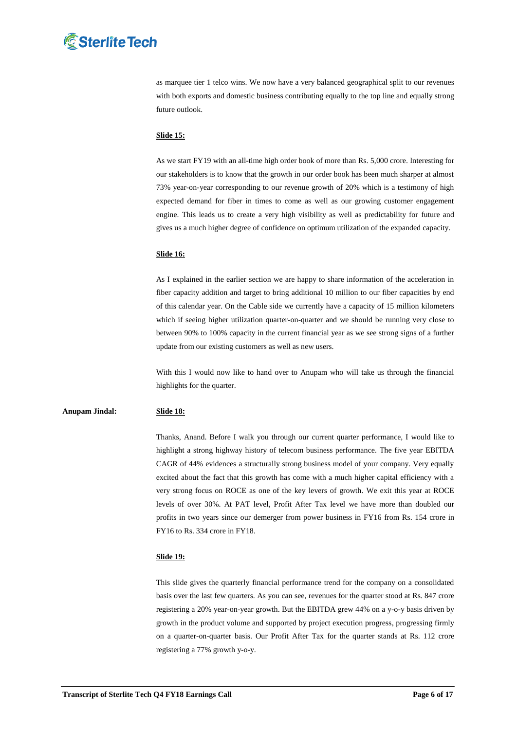as marquee tier 1 telco wins. We now have a very balanced geographical split to our revenues with both exports and domestic business contributing equally to the top line and equally strong future outlook.

**Slide 15:**

As we start FY19 with an all-time high order book of more than Rs. 5,000 crore. Interesting for our stakeholders is to know that the growth in our order book has been much sharper at almost 73% year-on-year corresponding to our revenue growth of 20% which is a testimony of high expected demand for fiber in times to come as well as our growing customer engagement engine. This leads us to create a very high visibility as well as predictability for future and gives us a much higher degree of confidence on optimum utilization of the expanded capacity.

**Slide 16:**

As I explained in the earlier section we are happy to share information of the acceleration in fiber capacity addition and target to bring additional 10 million to our fiber capacities by end of this calendar year. On the Cable side we currently have a capacity of 15 million kilometers which if seeing higher utilization quarter-on-quarter and we should be running very close to between 90% to 100% capacity in the current financial year as we see strong signs of a further update from our existing customers as well as new users.

With this I would now like to hand over to Anupam who will take us through the financial highlights for the quarter.

**Anupam Jindal:** **Slide 18:**

Thanks, Anand. Before I walk you through our current quarter performance, I would like to highlight a strong highway history of telecom business performance. The five year EBITDA CAGR of 44% evidences a structurally strong business model of your company. Very equally excited about the fact that this growth has come with a much higher capital efficiency with a very strong focus on ROCE as one of the key levers of growth. We exit this year at ROCE levels of over 30%. At PAT level, Profit After Tax level we have more than doubled our profits in two years since our demerger from power business in FY16 from Rs. 154 crore in FY16 to Rs. 334 crore in FY18.

**Slide 19:**

This slide gives the quarterly financial performance trend for the company on a consolidated basis over the last few quarters. As you can see, revenues for the quarter stood at Rs. 847 crore registering a 20% year-on-year growth. But the EBITDA grew 44% on a y-o-y basis driven by growth in the product volume and supported by project execution progress, progressing firmly on a quarter-on-quarter basis. Our Profit After Tax for the quarter stands at Rs. 112 crore registering a 77% growth y-o-y.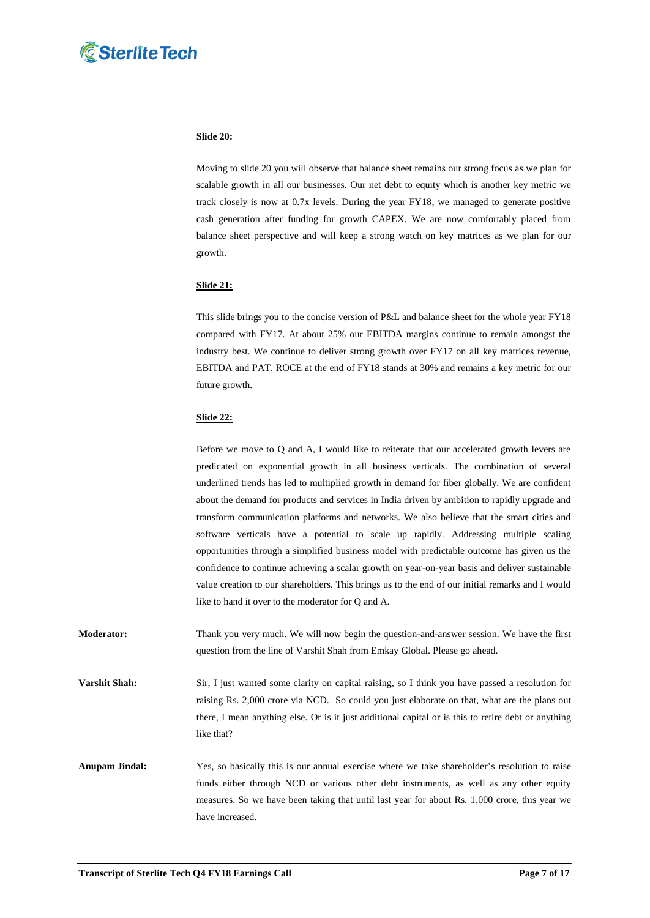**Slide 20:**

Moving to slide 20 you will observe that balance sheet remains our strong focus as we plan for scalable growth in all our businesses. Our net debt to equity which is another key metric we track closely is now at 0.7x levels. During the year FY18, we managed to generate positive cash generation after funding for growth CAPEX. We are now comfortably placed from balance sheet perspective and will keep a strong watch on key matrices as we plan for our growth.

**Slide 21:**

This slide brings you to the concise version of P&L and balance sheet for the whole year FY18 compared with FY17. At about 25% our EBITDA margins continue to remain amongst the industry best. We continue to deliver strong growth over FY17 on all key matrices revenue, EBITDA and PAT. ROCE at the end of FY18 stands at 30% and remains a key metric for our future growth.

**Slide 22:**

Before we move to Q and A, I would like to reiterate that our accelerated growth levers are predicated on exponential growth in all business verticals. The combination of several underlined trends has led to multiplied growth in demand for fiber globally. We are confident about the demand for products and services in India driven by ambition to rapidly upgrade and transform communication platforms and networks. We also believe that the smart cities and software verticals have a potential to scale up rapidly. Addressing multiple scaling opportunities through a simplified business model with predictable outcome has given us the confidence to continue achieving a scalar growth on year-on-year basis and deliver sustainable value creation to our shareholders. This brings us to the end of our initial remarks and I would like to hand it over to the moderator for Q and A.

**Moderator:** Thank you very much. We will now begin the question-and-answer session. We have the first question from the line of Varshit Shah from Emkay Global. Please go ahead.

**Varshit Shah:** Sir, I just wanted some clarity on capital raising, so I think you have passed a resolution for raising Rs. 2,000 crore via NCD. So could you just elaborate on that, what are the plans out there, I mean anything else. Or is it just additional capital or is this to retire debt or anything like that?

**Anupam Jindal:** Yes, so basically this is our annual exercise where we take shareholder's resolution to raise funds either through NCD or various other debt instruments, as well as any other equity measures. So we have been taking that until last year for about Rs. 1,000 crore, this year we have increased.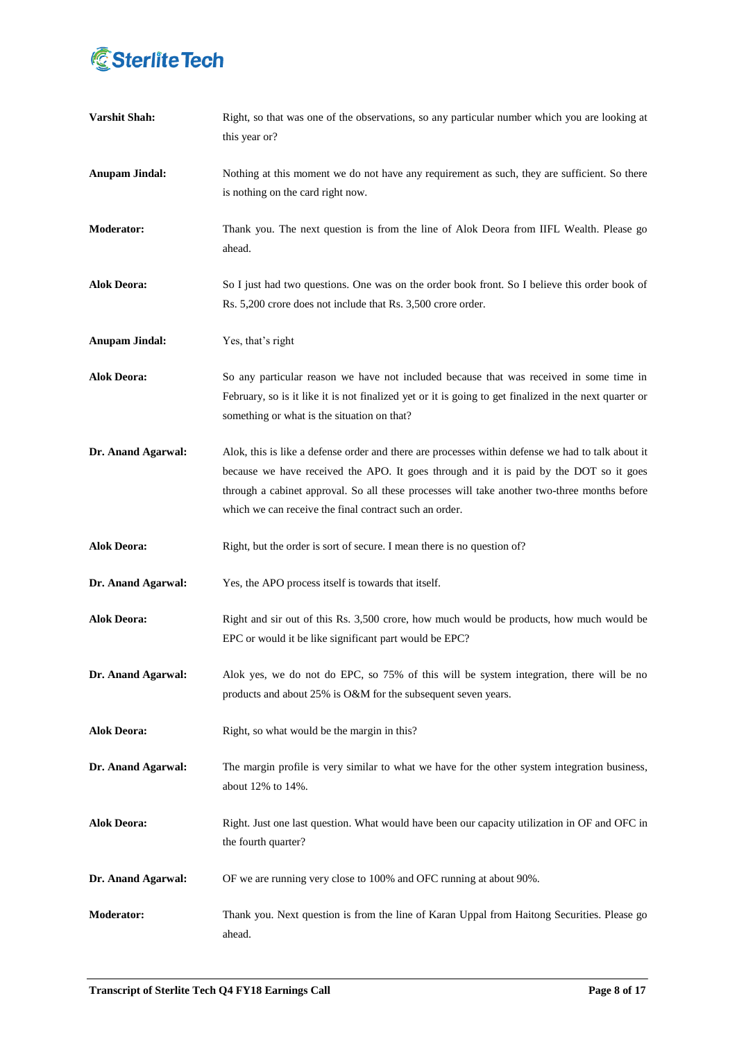**Varshit Shah:** Right, so that was one of the observations, so any particular number which you are looking at this year or?

**Anupam Jindal:** Nothing at this moment we do not have any requirement as such, they are sufficient. So there is nothing on the card right now.

**Moderator:** Thank you. The next question is from the line of Alok Deora from IIFL Wealth. Please go ahead.

**Alok Deora:** So I just had two questions. One was on the order book front. So I believe this order book of Rs. 5,200 crore does not include that Rs. 3,500 crore order.

**Anupam Jindal:** Yes, that's right

**Alok Deora:** So any particular reason we have not included because that was received in some time in February, so is it like it is not finalized yet or it is going to get finalized in the next quarter or something or what is the situation on that?

**Dr. Anand Agarwal:** Alok, this is like a defense order and there are processes within defense we had to talk about it because we have received the APO. It goes through and it is paid by the DOT so it goes through a cabinet approval. So all these processes will take another two-three months before which we can receive the final contract such an order.

**Alok Deora:** Right, but the order is sort of secure. I mean there is no question of?

**Dr. Anand Agarwal:** Yes, the APO process itself is towards that itself.

**Alok Deora:** Right and sir out of this Rs. 3,500 crore, how much would be products, how much would be EPC or would it be like significant part would be EPC?

**Dr. Anand Agarwal:** Alok yes, we do not do EPC, so 75% of this will be system integration, there will be no products and about 25% is O&M for the subsequent seven years.

**Alok Deora:** Right, so what would be the margin in this?

**Dr. Anand Agarwal:** The margin profile is very similar to what we have for the other system integration business, about 12% to 14%.

**Alok Deora:** Right. Just one last question. What would have been our capacity utilization in OF and OFC in the fourth quarter?

**Dr. Anand Agarwal:** OF we are running very close to 100% and OFC running at about 90%.

**Moderator:** Thank you. Next question is from the line of Karan Uppal from Haitong Securities. Please go ahead.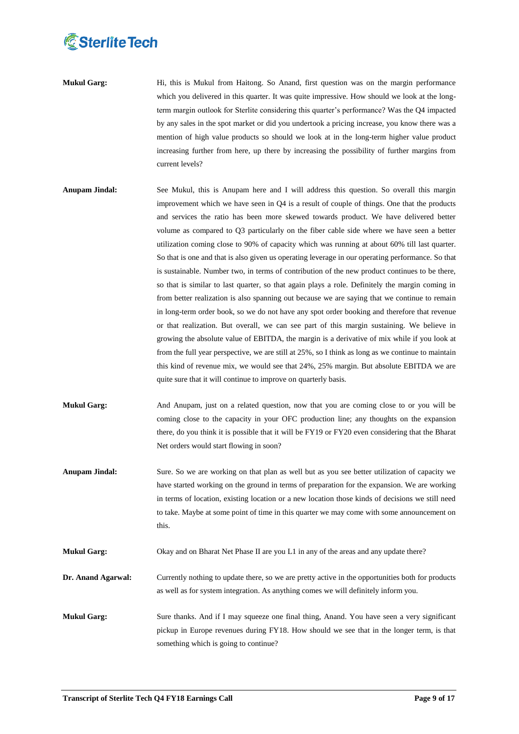**Mukul Garg:** Hi, this is Mukul from Haitong. So Anand, first question was on the margin performance which you delivered in this quarter. It was quite impressive. How should we look at the long-term margin outlook for Sterlite considering this quarter's performance? Was the Q4 impacted by any sales in the spot market or did you undertook a pricing increase, you know there was a mention of high value products so should we look at in the long-term higher value product increasing further from here, up there by increasing the possibility of further margins from current levels?

**Anupam Jindal:** See Mukul, this is Anupam here and I will address this question. So overall this margin improvement which we have seen in Q4 is a result of couple of things. One that the products and services the ratio has been more skewed towards product. We have delivered better volume as compared to Q3 particularly on the fiber cable side where we have seen a better utilization coming close to 90% of capacity which was running at about 60% till last quarter. So that is one and that is also given us operating leverage in our operating performance. So that is sustainable. Number two, in terms of contribution of the new product continues to be there, so that is similar to last quarter, so that again plays a role. Definitely the margin coming in from better realization is also spanning out because we are saying that we continue to remain in long-term order book, so we do not have any spot order booking and therefore that revenue or that realization. But overall, we can see part of this margin sustaining. We believe in growing the absolute value of EBITDA, the margin is a derivative of mix while if you look at from the full year perspective, we are still at 25%, so I think as long as we continue to maintain this kind of revenue mix, we would see that 24%, 25% margin. But absolute EBITDA we are quite sure that it will continue to improve on quarterly basis.

**Mukul Garg:** And Anupam, just on a related question, now that you are coming close to or you will be coming close to the capacity in your OFC production line; any thoughts on the expansion there, do you think it is possible that it will be FY19 or FY20 even considering that the Bharat Net orders would start flowing in soon?

**Anupam Jindal:** Sure. So we are working on that plan as well but as you see better utilization of capacity we have started working on the ground in terms of preparation for the expansion. We are working in terms of location, existing location or a new location those kinds of decisions we still need to take. Maybe at some point of time in this quarter we may come with some announcement on this.

**Mukul Garg:** Okay and on Bharat Net Phase II are you L1 in any of the areas and any update there?

**Dr. Anand Agarwal:** Currently nothing to update there, so we are pretty active in the opportunities both for products as well as for system integration. As anything comes we will definitely inform you.

**Mukul Garg:** Sure thanks. And if I may squeeze one final thing, Anand. You have seen a very significant pickup in Europe revenues during FY18. How should we see that in the longer term, is that something which is going to continue?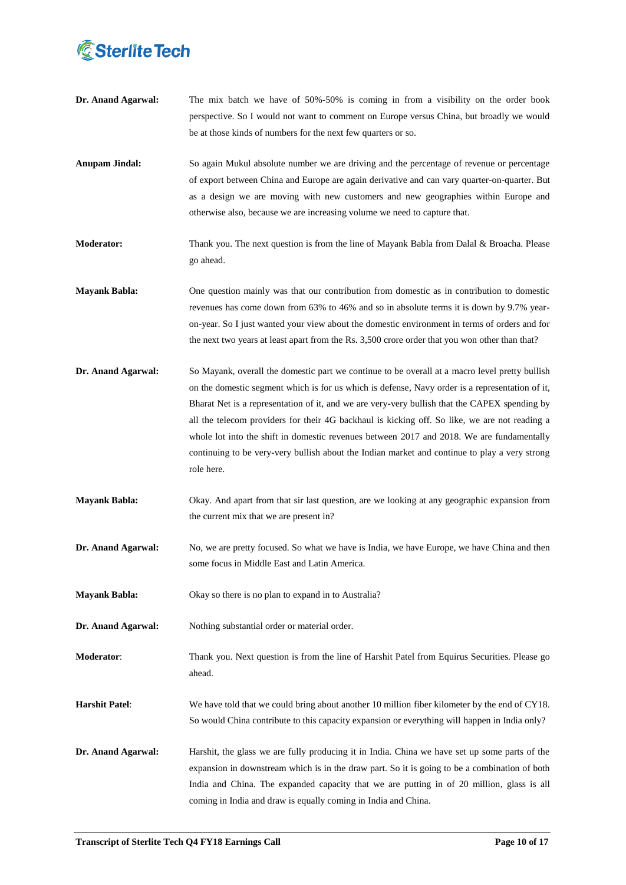**Dr. Anand Agarwal:** The mix batch we have of 50%-50% is coming in from a visibility on the order book perspective. So I would not want to comment on Europe versus China, but broadly we would be at those kinds of numbers for the next few quarters or so.

**Anupam Jindal:** So again Mukul absolute number we are driving and the percentage of revenue or percentage of export between China and Europe are again derivative and can vary quarter-on-quarter. But as a design we are moving with new customers and new geographies within Europe and otherwise also, because we are increasing volume we need to capture that.

**Moderator:** Thank you. The next question is from the line of Mayank Babla from Dalal & Broacha. Please go ahead.

**Mayank Babla:** One question mainly was that our contribution from domestic as in contribution to domestic revenues has come down from 63% to 46% and so in absolute terms it is down by 9.7% year-on-year. So I just wanted your view about the domestic environment in terms of orders and for the next two years at least apart from the Rs. 3,500 crore order that you won other than that?

**Dr. Anand Agarwal:** So Mayank, overall the domestic part we continue to be overall at a macro level pretty bullish on the domestic segment which is for us which is defense, Navy order is a representation of it, Bharat Net is a representation of it, and we are very-very bullish that the CAPEX spending by all the telecom providers for their 4G backhaul is kicking off. So like, we are not reading a whole lot into the shift in domestic revenues between 2017 and 2018. We are fundamentally continuing to be very-very bullish about the Indian market and continue to play a very strong role here.

**Mayank Babla:** Okay. And apart from that sir last question, are we looking at any geographic expansion from the current mix that we are present in?

**Dr. Anand Agarwal:** No, we are pretty focused. So what we have is India, we have Europe, we have China and then some focus in Middle East and Latin America.

**Mayank Babla:** Okay so there is no plan to expand in to Australia?

**Dr. Anand Agarwal:** Nothing substantial order or material order.

**Moderator**: Thank you. Next question is from the line of Harshit Patel from Equirus Securities. Please go ahead.

**Harshit Patel**: We have told that we could bring about another 10 million fiber kilometer by the end of CY18. So would China contribute to this capacity expansion or everything will happen in India only?

**Dr. Anand Agarwal:** Harshit, the glass we are fully producing it in India. China we have set up some parts of the expansion in downstream which is in the draw part. So it is going to be a combination of both India and China. The expanded capacity that we are putting in of 20 million, glass is all coming in India and draw is equally coming in India and China.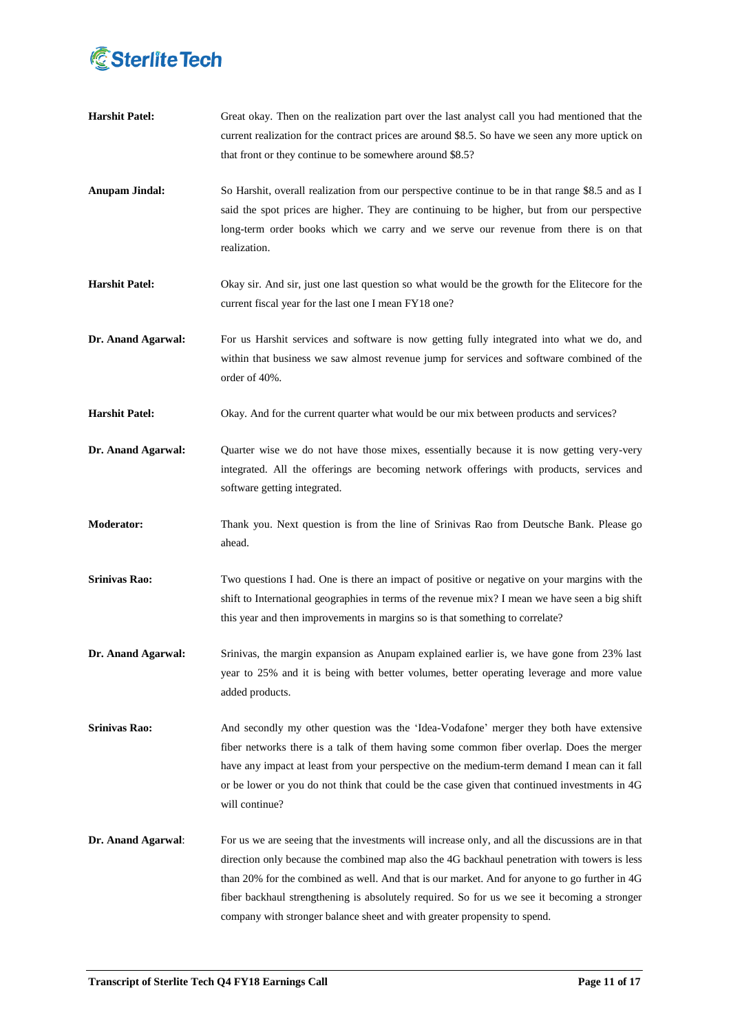**Harshit Patel:** Great okay. Then on the realization part over the last analyst call you had mentioned that the current realization for the contract prices are around $8.5. So have we seen any more uptick on that front or they continue to be somewhere around $8.5?

**Anupam Jindal:** So Harshit, overall realization from our perspective continue to be in that range $8.5 and as I said the spot prices are higher. They are continuing to be higher, but from our perspective long-term order books which we carry and we serve our revenue from there is on that realization.

**Harshit Patel:** Okay sir. And sir, just one last question so what would be the growth for the Elitecore for the current fiscal year for the last one I mean FY18 one?

**Dr. Anand Agarwal:** For us Harshit services and software is now getting fully integrated into what we do, and within that business we saw almost revenue jump for services and software combined of the order of 40%.

**Harshit Patel:** Okay. And for the current quarter what would be our mix between products and services?

**Dr. Anand Agarwal:** Quarter wise we do not have those mixes, essentially because it is now getting very-very integrated. All the offerings are becoming network offerings with products, services and software getting integrated.

**Moderator:** Thank you. Next question is from the line of Srinivas Rao from Deutsche Bank. Please go ahead.

**Srinivas Rao:** Two questions I had. One is there an impact of positive or negative on your margins with the shift to International geographies in terms of the revenue mix? I mean we have seen a big shift this year and then improvements in margins so is that something to correlate?

**Dr. Anand Agarwal:** Srinivas, the margin expansion as Anupam explained earlier is, we have gone from 23% last year to 25% and it is being with better volumes, better operating leverage and more value added products.

**Srinivas Rao:** And secondly my other question was the 'Idea-Vodafone' merger they both have extensive fiber networks there is a talk of them having some common fiber overlap. Does the merger have any impact at least from your perspective on the medium-term demand I mean can it fall or be lower or you do not think that could be the case given that continued investments in 4G will continue?

**Dr. Anand Agarwal**: For us we are seeing that the investments will increase only, and all the discussions are in that direction only because the combined map also the 4G backhaul penetration with towers is less than 20% for the combined as well. And that is our market. And for anyone to go further in 4G fiber backhaul strengthening is absolutely required. So for us we see it becoming a stronger company with stronger balance sheet and with greater propensity to spend.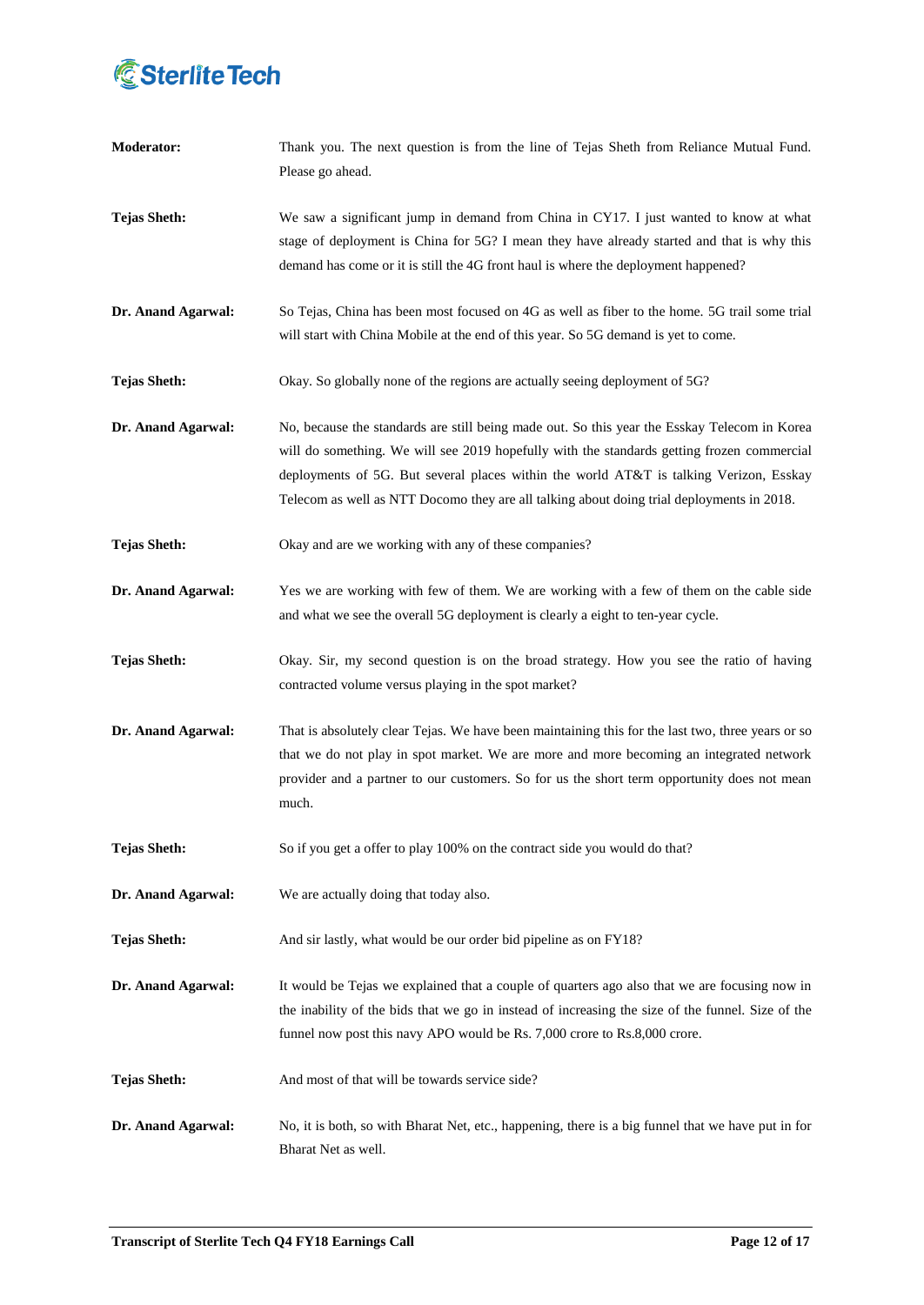**Moderator:** Thank you. The next question is from the line of Tejas Sheth from Reliance Mutual Fund. Please go ahead.

**Tejas Sheth:** We saw a significant jump in demand from China in CY17. I just wanted to know at what stage of deployment is China for 5G? I mean they have already started and that is why this demand has come or it is still the 4G front haul is where the deployment happened?

**Dr. Anand Agarwal:** So Tejas, China has been most focused on 4G as well as fiber to the home. 5G trail some trial will start with China Mobile at the end of this year. So 5G demand is yet to come.

**Tejas Sheth:** Okay. So globally none of the regions are actually seeing deployment of 5G?

**Dr. Anand Agarwal:** No, because the standards are still being made out. So this year the Esskay Telecom in Korea will do something. We will see 2019 hopefully with the standards getting frozen commercial deployments of 5G. But several places within the world AT&T is talking Verizon, Esskay Telecom as well as NTT Docomo they are all talking about doing trial deployments in 2018.

**Tejas Sheth:** Okay and are we working with any of these companies?

**Dr. Anand Agarwal:** Yes we are working with few of them. We are working with a few of them on the cable side and what we see the overall 5G deployment is clearly a eight to ten-year cycle.

**Tejas Sheth:** Okay. Sir, my second question is on the broad strategy. How you see the ratio of having contracted volume versus playing in the spot market?

**Dr. Anand Agarwal:** That is absolutely clear Tejas. We have been maintaining this for the last two, three years or so that we do not play in spot market. We are more and more becoming an integrated network provider and a partner to our customers. So for us the short term opportunity does not mean much.

**Tejas Sheth:** So if you get a offer to play 100% on the contract side you would do that?

**Dr. Anand Agarwal:** We are actually doing that today also.

**Tejas Sheth:** And sir lastly, what would be our order bid pipeline as on FY18?

**Dr. Anand Agarwal:** It would be Tejas we explained that a couple of quarters ago also that we are focusing now in the inability of the bids that we go in instead of increasing the size of the funnel. Size of the funnel now post this navy APO would be Rs. 7,000 crore to Rs.8,000 crore.

**Tejas Sheth:** And most of that will be towards service side?

**Dr. Anand Agarwal:** No, it is both, so with Bharat Net, etc., happening, there is a big funnel that we have put in for Bharat Net as well.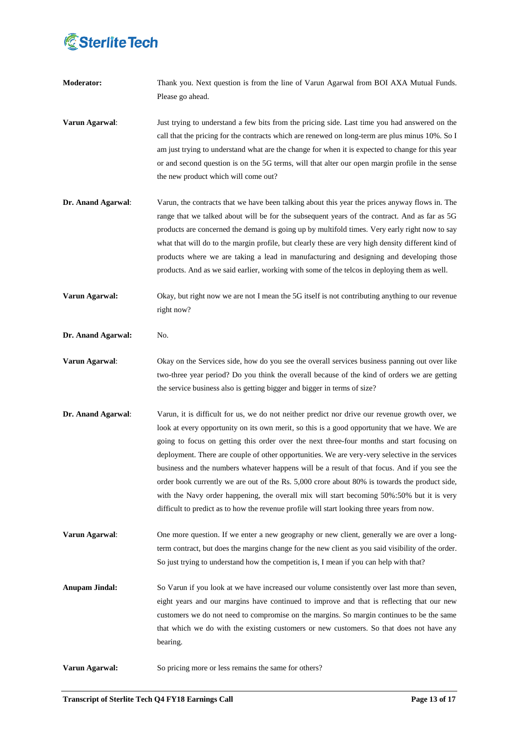**Moderator:** Thank you. Next question is from the line of Varun Agarwal from BOI AXA Mutual Funds. Please go ahead.

**Varun Agarwal**: Just trying to understand a few bits from the pricing side. Last time you had answered on the call that the pricing for the contracts which are renewed on long-term are plus minus 10%. So I am just trying to understand what are the change for when it is expected to change for this year or and second question is on the 5G terms, will that alter our open margin profile in the sense the new product which will come out?

**Dr. Anand Agarwal**: Varun, the contracts that we have been talking about this year the prices anyway flows in. The range that we talked about will be for the subsequent years of the contract. And as far as 5G products are concerned the demand is going up by multifold times. Very early right now to say what that will do to the margin profile, but clearly these are very high density different kind of products where we are taking a lead in manufacturing and designing and developing those products. And as we said earlier, working with some of the telcos in deploying them as well.

**Varun Agarwal:** Okay, but right now we are not I mean the 5G itself is not contributing anything to our revenue right now?

**Dr. Anand Agarwal:** No.

**Varun Agarwal**: Okay on the Services side, how do you see the overall services business panning out over like two-three year period? Do you think the overall because of the kind of orders we are getting the service business also is getting bigger and bigger in terms of size?

**Dr. Anand Agarwal**: Varun, it is difficult for us, we do not neither predict nor drive our revenue growth over, we look at every opportunity on its own merit, so this is a good opportunity that we have. We are going to focus on getting this order over the next three-four months and start focusing on deployment. There are couple of other opportunities. We are very-very selective in the services business and the numbers whatever happens will be a result of that focus. And if you see the order book currently we are out of the Rs. 5,000 crore about 80% is towards the product side, with the Navy order happening, the overall mix will start becoming 50%:50% but it is very difficult to predict as to how the revenue profile will start looking three years from now.

**Varun Agarwal**: One more question. If we enter a new geography or new client, generally we are over a long-term contract, but does the margins change for the new client as you said visibility of the order. So just trying to understand how the competition is, I mean if you can help with that?

**Anupam Jindal:** So Varun if you look at we have increased our volume consistently over last more than seven, eight years and our margins have continued to improve and that is reflecting that our new customers we do not need to compromise on the margins. So margin continues to be the same that which we do with the existing customers or new customers. So that does not have any bearing.

**Varun Agarwal:** So pricing more or less remains the same for others?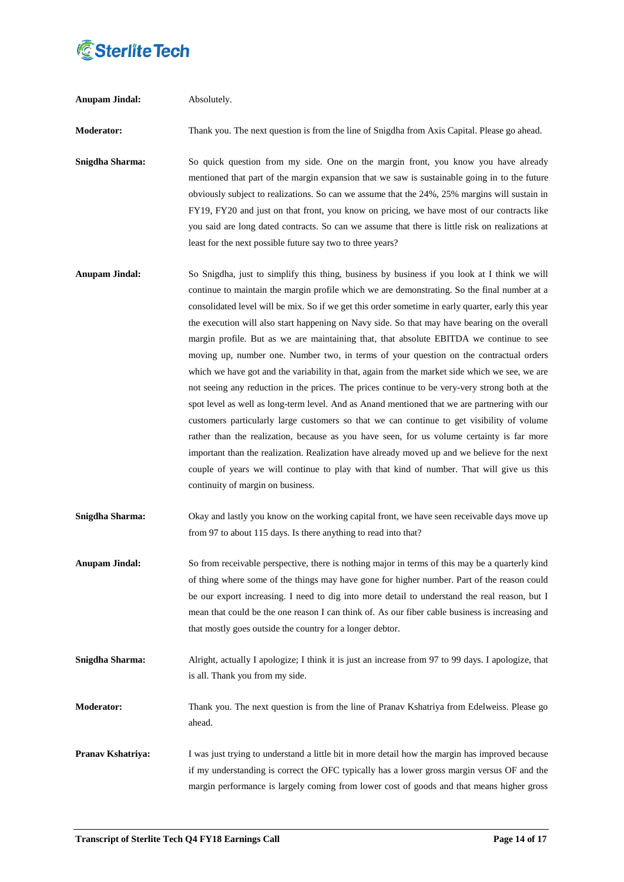**Anupam Jindal:** Absolutely.

**Moderator:** Thank you. The next question is from the line of Snigdha from Axis Capital. Please go ahead.

**Snigdha Sharma:** So quick question from my side. One on the margin front, you know you have already mentioned that part of the margin expansion that we saw is sustainable going in to the future obviously subject to realizations. So can we assume that the 24%, 25% margins will sustain in FY19, FY20 and just on that front, you know on pricing, we have most of our contracts like you said are long dated contracts. So can we assume that there is little risk on realizations at least for the next possible future say two to three years?

**Anupam Jindal:** So Snigdha, just to simplify this thing, business by business if you look at I think we will continue to maintain the margin profile which we are demonstrating. So the final number at a consolidated level will be mix. So if we get this order sometime in early quarter, early this year the execution will also start happening on Navy side. So that may have bearing on the overall margin profile. But as we are maintaining that, that absolute EBITDA we continue to see moving up, number one. Number two, in terms of your question on the contractual orders which we have got and the variability in that, again from the market side which we see, we are not seeing any reduction in the prices. The prices continue to be very-very strong both at the spot level as well as long-term level. And as Anand mentioned that we are partnering with our customers particularly large customers so that we can continue to get visibility of volume rather than the realization, because as you have seen, for us volume certainty is far more important than the realization. Realization have already moved up and we believe for the next couple of years we will continue to play with that kind of number. That will give us this continuity of margin on business.

**Snigdha Sharma:** Okay and lastly you know on the working capital front, we have seen receivable days move up from 97 to about 115 days. Is there anything to read into that?

**Anupam Jindal:** So from receivable perspective, there is nothing major in terms of this may be a quarterly kind of thing where some of the things may have gone for higher number. Part of the reason could be our export increasing. I need to dig into more detail to understand the real reason, but I mean that could be the one reason I can think of. As our fiber cable business is increasing and that mostly goes outside the country for a longer debtor.

**Snigdha Sharma:** Alright, actually I apologize; I think it is just an increase from 97 to 99 days. I apologize, that is all. Thank you from my side.

**Moderator:** Thank you. The next question is from the line of Pranav Kshatriya from Edelweiss. Please go ahead.

**Pranav Kshatriya:** I was just trying to understand a little bit in more detail how the margin has improved because if my understanding is correct the OFC typically has a lower gross margin versus OF and the margin performance is largely coming from lower cost of goods and that means higher gross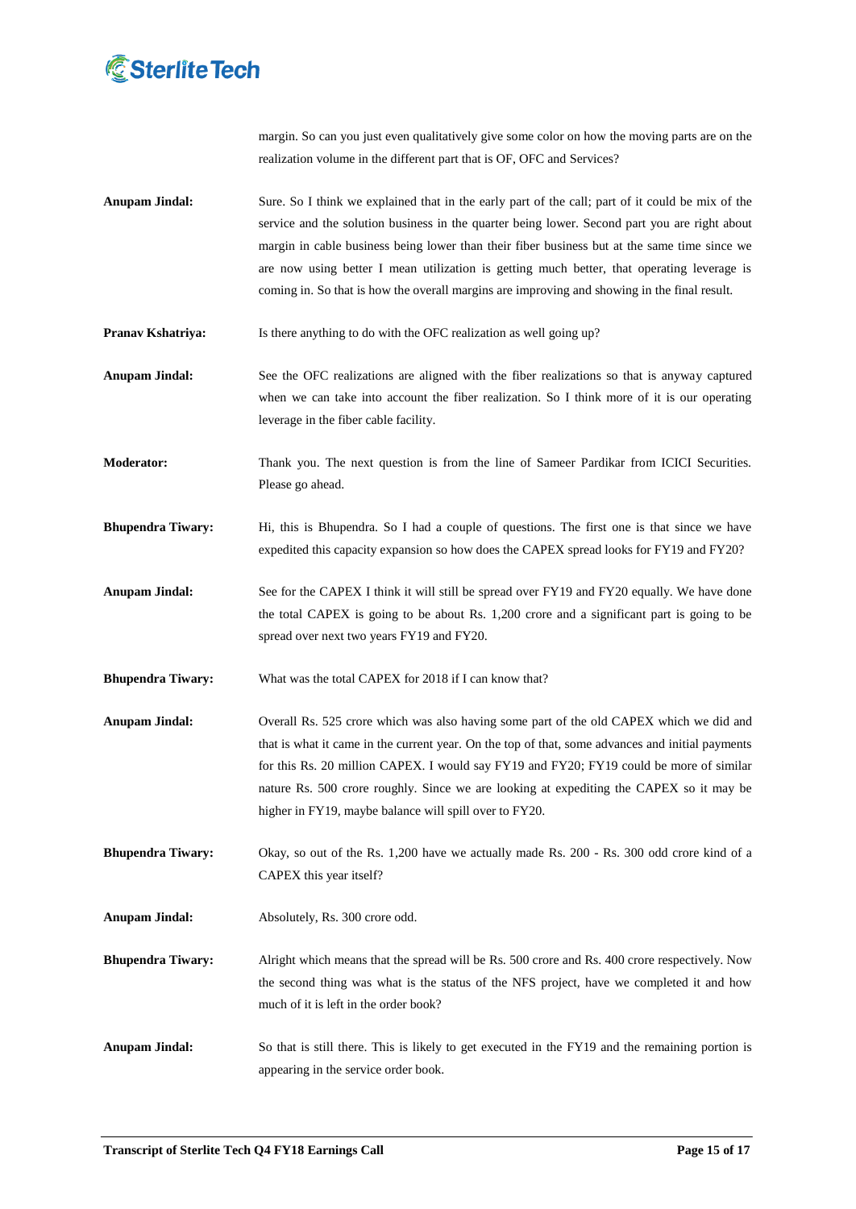margin. So can you just even qualitatively give some color on how the moving parts are on the realization volume in the different part that is OF, OFC and Services?

**Anupam Jindal:** Sure. So I think we explained that in the early part of the call; part of it could be mix of the service and the solution business in the quarter being lower. Second part you are right about margin in cable business being lower than their fiber business but at the same time since we are now using better I mean utilization is getting much better, that operating leverage is coming in. So that is how the overall margins are improving and showing in the final result.

**Pranav Kshatriya:** Is there anything to do with the OFC realization as well going up?

**Anupam Jindal:** See the OFC realizations are aligned with the fiber realizations so that is anyway captured when we can take into account the fiber realization. So I think more of it is our operating leverage in the fiber cable facility.

**Moderator:** Thank you. The next question is from the line of Sameer Pardikar from ICICI Securities. Please go ahead.

**Bhupendra Tiwary:** Hi, this is Bhupendra. So I had a couple of questions. The first one is that since we have expedited this capacity expansion so how does the CAPEX spread looks for FY19 and FY20?

**Anupam Jindal:** See for the CAPEX I think it will still be spread over FY19 and FY20 equally. We have done the total CAPEX is going to be about Rs. 1,200 crore and a significant part is going to be spread over next two years FY19 and FY20.

**Bhupendra Tiwary:** What was the total CAPEX for 2018 if I can know that?

**Anupam Jindal:** Overall Rs. 525 crore which was also having some part of the old CAPEX which we did and that is what it came in the current year. On the top of that, some advances and initial payments for this Rs. 20 million CAPEX. I would say FY19 and FY20; FY19 could be more of similar nature Rs. 500 crore roughly. Since we are looking at expediting the CAPEX so it may be higher in FY19, maybe balance will spill over to FY20.

**Bhupendra Tiwary:** Okay, so out of the Rs. 1,200 have we actually made Rs. 200 - Rs. 300 odd crore kind of a CAPEX this year itself?

**Anupam Jindal:** Absolutely, Rs. 300 crore odd.

**Bhupendra Tiwary:** Alright which means that the spread will be Rs. 500 crore and Rs. 400 crore respectively. Now the second thing was what is the status of the NFS project, have we completed it and how much of it is left in the order book?

**Anupam Jindal:** So that is still there. This is likely to get executed in the FY19 and the remaining portion is appearing in the service order book.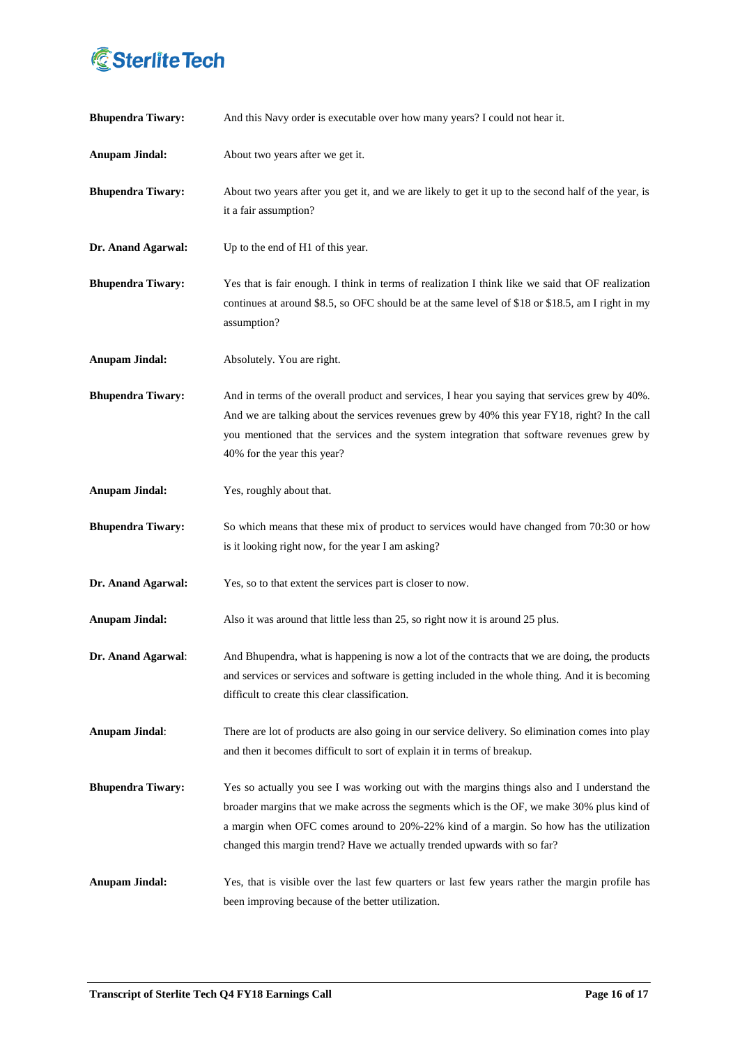**Bhupendra Tiwary:** And this Navy order is executable over how many years? I could not hear it.

**Anupam Jindal:** About two years after we get it.

**Bhupendra Tiwary:** About two years after you get it, and we are likely to get it up to the second half of the year, is it a fair assumption?

**Dr. Anand Agarwal:** Up to the end of H1 of this year.

**Bhupendra Tiwary:** Yes that is fair enough. I think in terms of realization I think like we said that OF realization continues at around $8.5, so OFC should be at the same level of $18 or $18.5, am I right in my assumption?

**Anupam Jindal:** Absolutely. You are right.

**Bhupendra Tiwary:** And in terms of the overall product and services, I hear you saying that services grew by 40%. And we are talking about the services revenues grew by 40% this year FY18, right? In the call you mentioned that the services and the system integration that software revenues grew by 40% for the year this year?

**Anupam Jindal:** Yes, roughly about that.

**Bhupendra Tiwary:** So which means that these mix of product to services would have changed from 70:30 or how is it looking right now, for the year I am asking?

**Dr. Anand Agarwal:** Yes, so to that extent the services part is closer to now.

**Anupam Jindal:** Also it was around that little less than 25, so right now it is around 25 plus.

**Dr. Anand Agarwal:** And Bhupendra, what is happening is now a lot of the contracts that we are doing, the products and services or services and software is getting included in the whole thing. And it is becoming difficult to create this clear classification.

**Anupam Jindal:** There are lot of products are also going in our service delivery. So elimination comes into play and then it becomes difficult to sort of explain it in terms of breakup.

**Bhupendra Tiwary:** Yes so actually you see I was working out with the margins things also and I understand the broader margins that we make across the segments which is the OF, we make 30% plus kind of a margin when OFC comes around to 20%-22% kind of a margin. So how has the utilization changed this margin trend? Have we actually trended upwards with so far?

**Anupam Jindal:** Yes, that is visible over the last few quarters or last few years rather the margin profile has been improving because of the better utilization.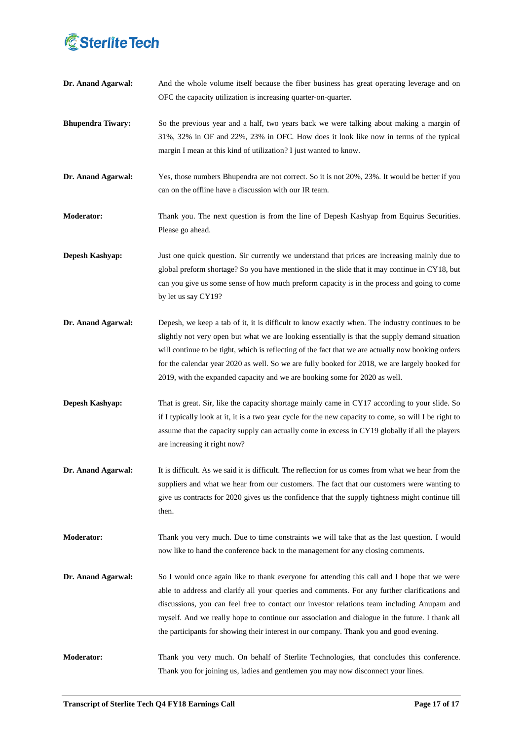**Dr. Anand Agarwal:** And the whole volume itself because the fiber business has great operating leverage and on OFC the capacity utilization is increasing quarter-on-quarter.

**Bhupendra Tiwary:** So the previous year and a half, two years back we were talking about making a margin of 31%, 32% in OF and 22%, 23% in OFC. How does it look like now in terms of the typical margin I mean at this kind of utilization? I just wanted to know.

**Dr. Anand Agarwal:** Yes, those numbers Bhupendra are not correct. So it is not 20%, 23%. It would be better if you can on the offline have a discussion with our IR team.

**Moderator:** Thank you. The next question is from the line of Depesh Kashyap from Equirus Securities. Please go ahead.

**Depesh Kashyap:** Just one quick question. Sir currently we understand that prices are increasing mainly due to global preform shortage? So you have mentioned in the slide that it may continue in CY18, but can you give us some sense of how much preform capacity is in the process and going to come by let us say CY19?

**Dr. Anand Agarwal:** Depesh, we keep a tab of it, it is difficult to know exactly when. The industry continues to be slightly not very open but what we are looking essentially is that the supply demand situation will continue to be tight, which is reflecting of the fact that we are actually now booking orders for the calendar year 2020 as well. So we are fully booked for 2018, we are largely booked for 2019, with the expanded capacity and we are booking some for 2020 as well.

**Depesh Kashyap:** That is great. Sir, like the capacity shortage mainly came in CY17 according to your slide. So if I typically look at it, it is a two year cycle for the new capacity to come, so will I be right to assume that the capacity supply can actually come in excess in CY19 globally if all the players are increasing it right now?

**Dr. Anand Agarwal:** It is difficult. As we said it is difficult. The reflection for us comes from what we hear from the suppliers and what we hear from our customers. The fact that our customers were wanting to give us contracts for 2020 gives us the confidence that the supply tightness might continue till then.

**Moderator:** Thank you very much. Due to time constraints we will take that as the last question. I would now like to hand the conference back to the management for any closing comments.

**Dr. Anand Agarwal:** So I would once again like to thank everyone for attending this call and I hope that we were able to address and clarify all your queries and comments. For any further clarifications and discussions, you can feel free to contact our investor relations team including Anupam and myself. And we really hope to continue our association and dialogue in the future. I thank all the participants for showing their interest in our company. Thank you and good evening.

**Moderator:** Thank you very much. On behalf of Sterlite Technologies, that concludes this conference. Thank you for joining us, ladies and gentlemen you may now disconnect your lines.